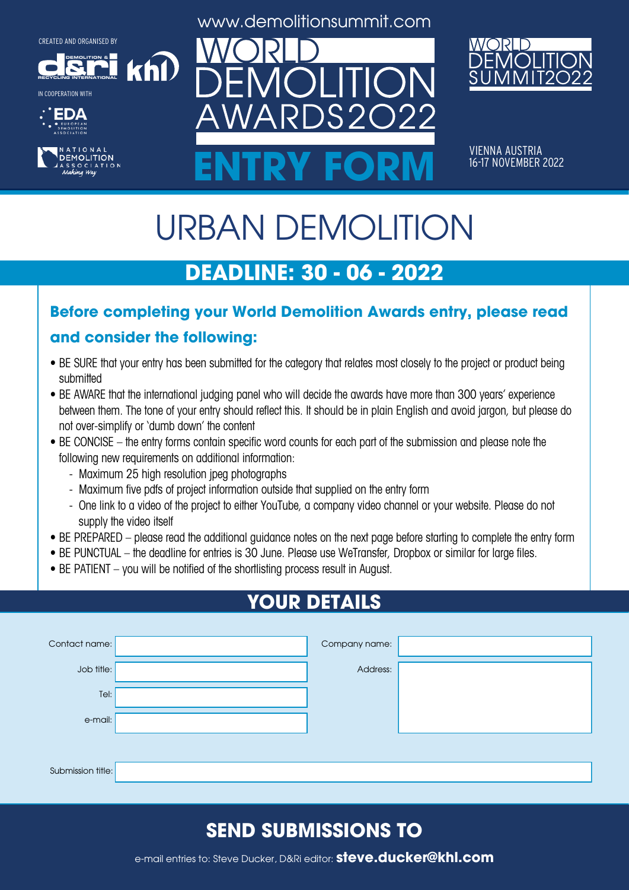CREATED AND ORGANISED BY

IN COOPERATION WITH

www.demolitionsummit.com

# WORLD DEMOLITION AWARDS2022

# ENTRY FORM

WORLD DEMOLITION SUMMIT2022

VIENNA AUSTRIA
16-17 NOVEMBER 2022

# URBAN DEMOLITION

## DEADLINE: 30 - 06 - 2022

### Before completing your World Demolition Awards entry, please read and consider the following:

- BE SURE that your entry has been submitted for the category that relates most closely to the project or product being submitted
- BE AWARE that the international judging panel who will decide the awards have more than 300 years' experience between them. The tone of your entry should reflect this. It should be in plain English and avoid jargon, but please do not over-simplify or 'dumb down' the content
- BE CONCISE – the entry forms contain specific word counts for each part of the submission and please note the following new requirements on additional information:
  - Maximum 25 high resolution jpeg photographs
  - Maximum five pdfs of project information outside that supplied on the entry form
  - One link to a video of the project to either YouTube, a company video channel or your website. Please do not supply the video itself
- BE PREPARED – please read the additional guidance notes on the next page before starting to complete the entry form
- BE PUNCTUAL – the deadline for entries is 30 June. Please use WeTransfer, Dropbox or similar for large files.
- BE PATIENT – you will be notified of the shortlisting process result in August.

## YOUR DETAILS

Contact name:

Job title:

Tel:

e-mail:

Company name:

Address:

Submission title:

## SEND SUBMISSIONS TO

e-mail entries to: Steve Ducker, D&Ri editor: **steve.ducker@khl.com**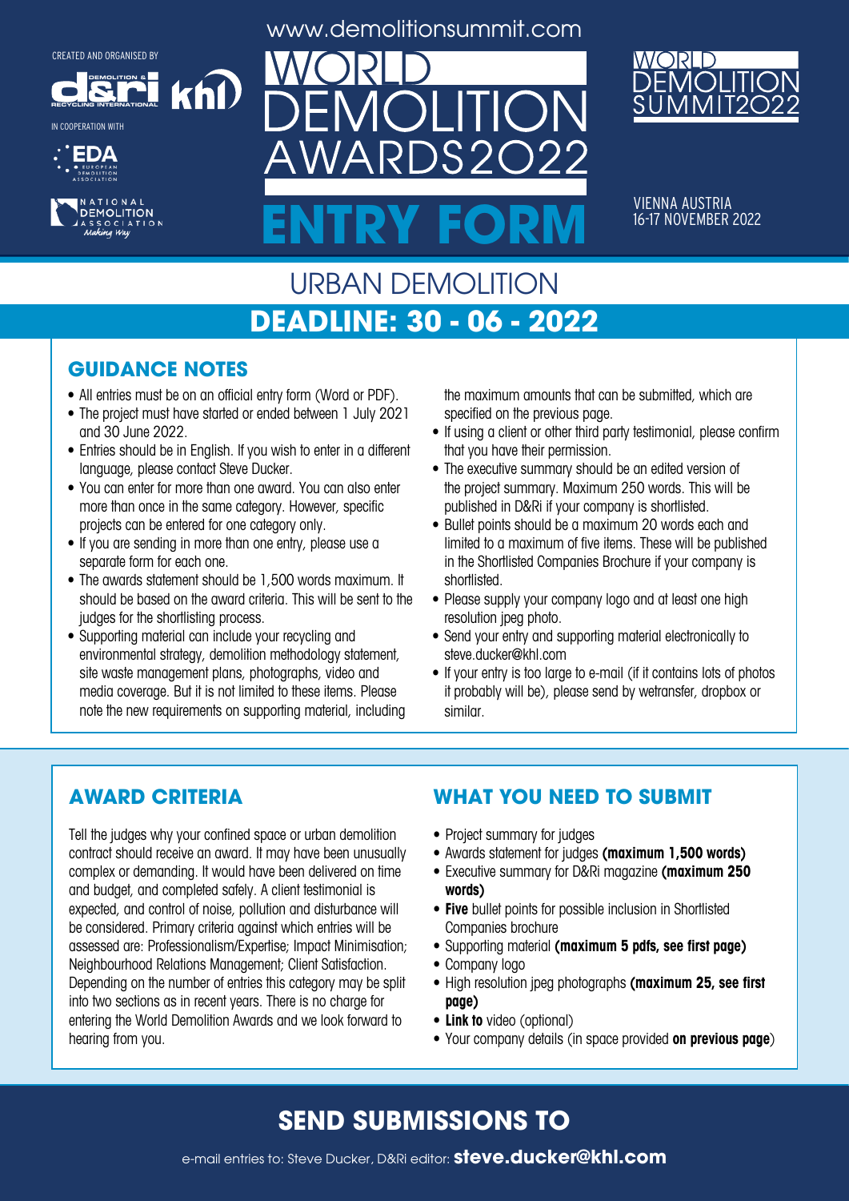CREATED AND ORGANISED BY

IN COOPERATION WITH

www.demolitionsummit.com

# WORLD DEMOLITION AWARDS2022

# ENTRY FORM

WORLD DEMOLITION SUMMIT2022

VIENNA AUSTRIA
16-17 NOVEMBER 2022

## URBAN DEMOLITION

## DEADLINE: 30 - 06 - 2022

### GUIDANCE NOTES

- All entries must be on an official entry form (Word or PDF).
- The project must have started or ended between 1 July 2021 and 30 June 2022.
- Entries should be in English. If you wish to enter in a different language, please contact Steve Ducker.
- You can enter for more than one award. You can also enter more than once in the same category. However, specific projects can be entered for one category only.
- If you are sending in more than one entry, please use a separate form for each one.
- The awards statement should be 1,500 words maximum. It should be based on the award criteria. This will be sent to the judges for the shortlisting process.
- Supporting material can include your recycling and environmental strategy, demolition methodology statement, site waste management plans, photographs, video and media coverage. But it is not limited to these items. Please note the new requirements on supporting material, including the maximum amounts that can be submitted, which are specified on the previous page.
- If using a client or other third party testimonial, please confirm that you have their permission.
- The executive summary should be an edited version of the project summary. Maximum 250 words. This will be published in D&Ri if your company is shortlisted.
- Bullet points should be a maximum 20 words each and limited to a maximum of five items. These will be published in the Shortlisted Companies Brochure if your company is shortlisted.
- Please supply your company logo and at least one high resolution jpeg photo.
- Send your entry and supporting material electronically to steve.ducker@khl.com
- If your entry is too large to e-mail (if it contains lots of photos it probably will be), please send by wetransfer, dropbox or similar.

### AWARD CRITERIA

Tell the judges why your confined space or urban demolition contract should receive an award. It may have been unusually complex or demanding. It would have been delivered on time and budget, and completed safely. A client testimonial is expected, and control of noise, pollution and disturbance will be considered. Primary criteria against which entries will be assessed are: Professionalism/Expertise; Impact Minimisation; Neighbourhood Relations Management; Client Satisfaction. Depending on the number of entries this category may be split into two sections as in recent years. There is no charge for entering the World Demolition Awards and we look forward to hearing from you.

### WHAT YOU NEED TO SUBMIT

- Project summary for judges
- Awards statement for judges **(maximum 1,500 words)**
- Executive summary for D&Ri magazine **(maximum 250 words)**
- **Five** bullet points for possible inclusion in Shortlisted Companies brochure
- Supporting material **(maximum 5 pdfs, see first page)**
- Company logo
- High resolution jpeg photographs **(maximum 25, see first page)**
- **Link to** video (optional)
- Your company details (in space provided **on previous page**)

## SEND SUBMISSIONS TO

e-mail entries to: Steve Ducker, D&Ri editor: **steve.ducker@khl.com**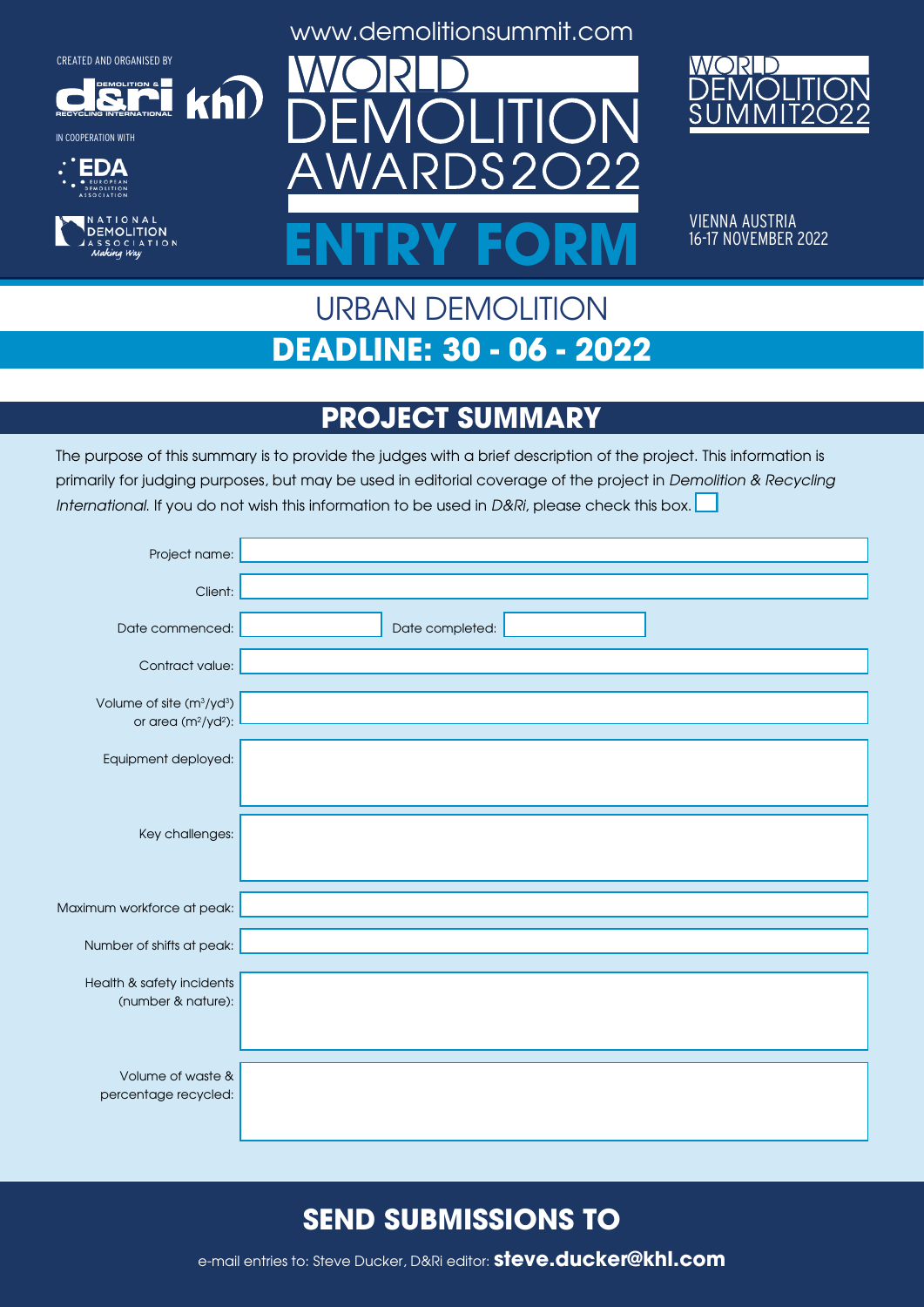CREATED AND ORGANISED BY

IN COOPERATION WITH

www.demolitionsummit.com

# WORLD DEMOLITION AWARDS2022

# ENTRY FORM

WORLD DEMOLITION SUMMIT2022

VIENNA AUSTRIA
16-17 NOVEMBER 2022

## URBAN DEMOLITION

## DEADLINE: 30 - 06 - 2022

## PROJECT SUMMARY

The purpose of this summary is to provide the judges with a brief description of the project. This information is primarily for judging purposes, but may be used in editorial coverage of the project in *Demolition & Recycling International.* If you do not wish this information to be used in *D&Ri,* please check this box. ☐

Project name:

Client:

Date commenced: &nbsp;&nbsp;&nbsp;&nbsp; Date completed:

Contract value:

Volume of site ($m^3$/$yd^3$) or area ($m^2$/$yd^2$):

Equipment deployed:

Key challenges:

Maximum workforce at peak:

Number of shifts at peak:

Health & safety incidents (number & nature):

Volume of waste & percentage recycled:

## SEND SUBMISSIONS TO

e-mail entries to: Steve Ducker, D&Ri editor: **steve.ducker@khl.com**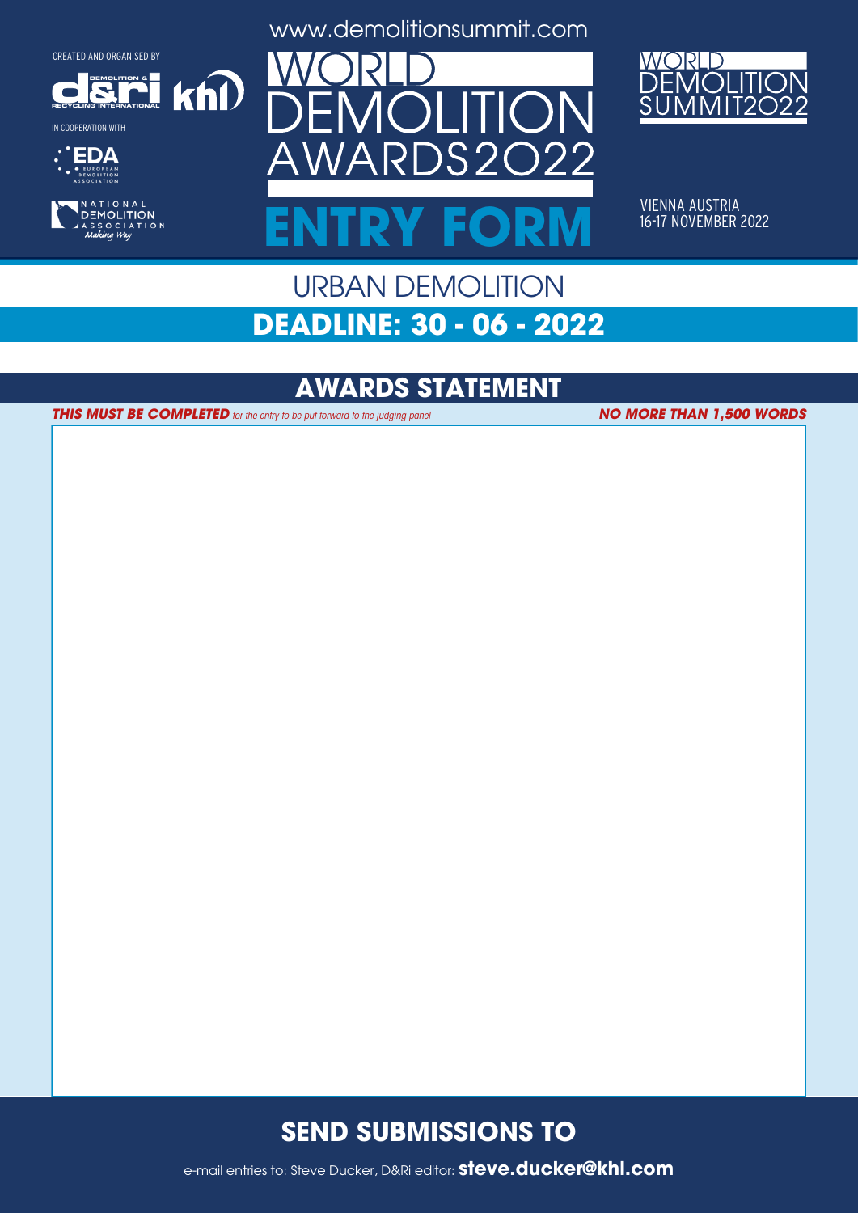CREATED AND ORGANISED BY

IN COOPERATION WITH

www.demolitionsummit.com

# WORLD DEMOLITION AWARDS2022

# ENTRY FORM

WORLD DEMOLITION SUMMIT2022

VIENNA AUSTRIA
16-17 NOVEMBER 2022

## URBAN DEMOLITION

## DEADLINE: 30 - 06 - 2022

## AWARDS STATEMENT

***THIS MUST BE COMPLETED*** *for the entry to be put forward to the judging panel* ***NO MORE THAN 1,500 WORDS***

## SEND SUBMISSIONS TO

e-mail entries to: Steve Ducker, D&Ri editor: **steve.ducker@khl.com**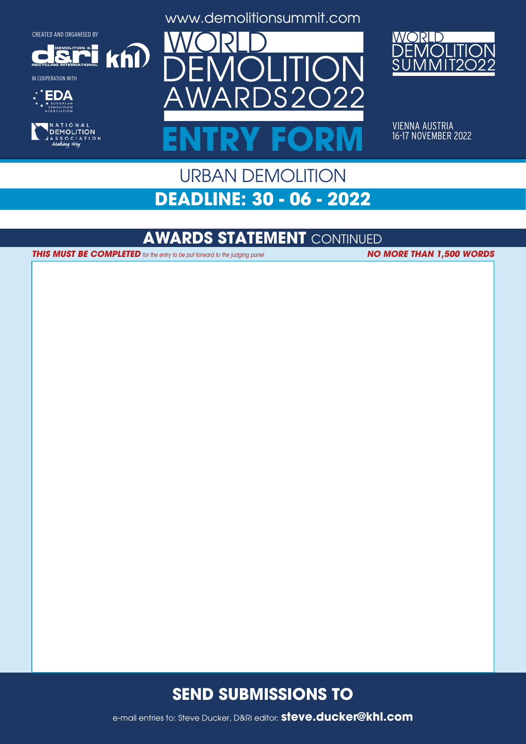CREATED AND ORGANISED BY

IN COOPERATION WITH

www.demolitionsummit.com

# WORLD DEMOLITION AWARDS2022

# ENTRY FORM

WORLD DEMOLITION SUMMIT2022

VIENNA AUSTRIA
16-17 NOVEMBER 2022

## URBAN DEMOLITION

## DEADLINE: 30 - 06 - 2022

## AWARDS STATEMENT CONTINUED

***THIS MUST BE COMPLETED*** *for the entry to be put forward to the judging panel* ***NO MORE THAN 1,500 WORDS***

## SEND SUBMISSIONS TO

e-mail entries to: Steve Ducker, D&Ri editor: **steve.ducker@khl.com**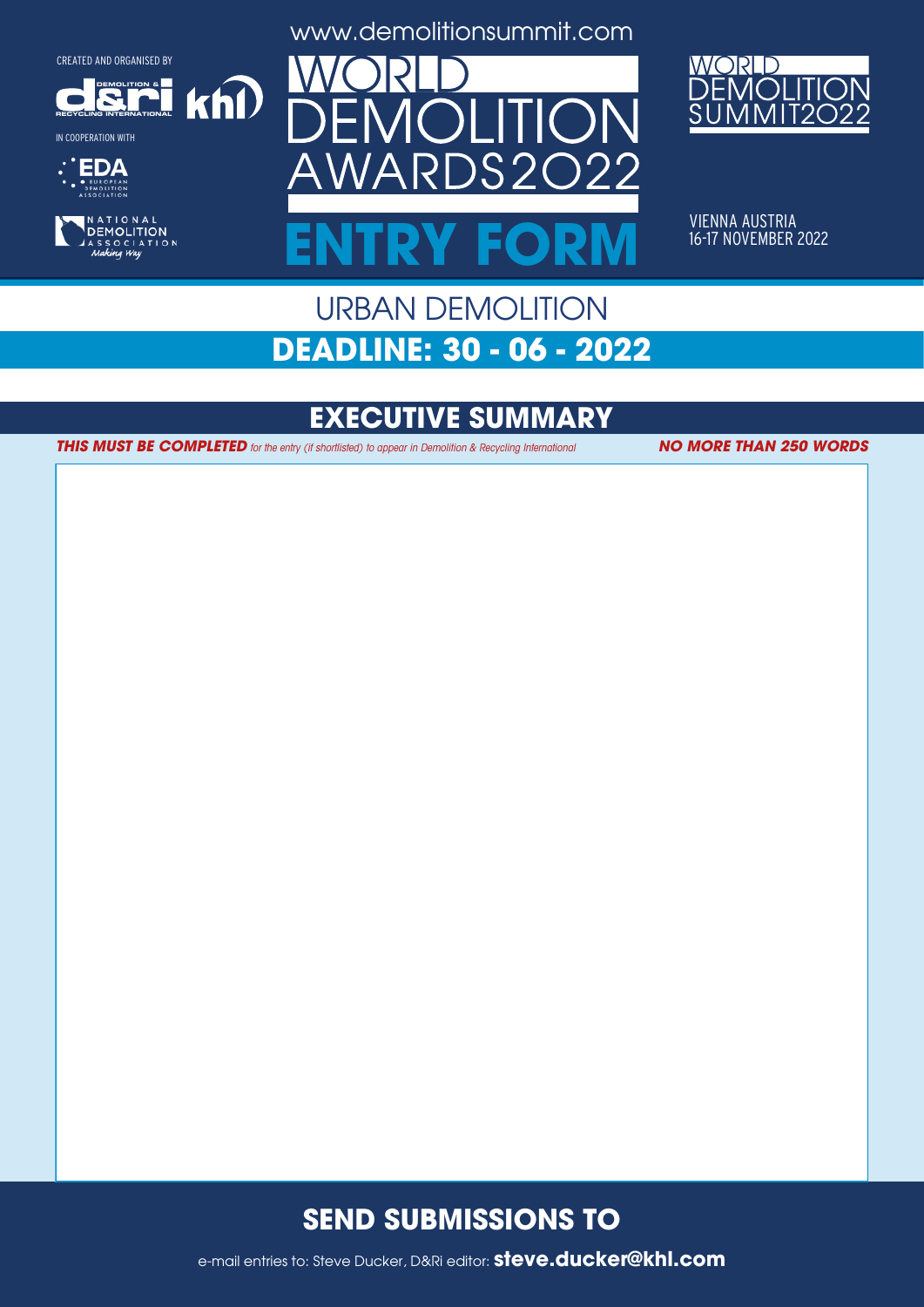CREATED AND ORGANISED BY

IN COOPERATION WITH

www.demolitionsummit.com

# WORLD DEMOLITION AWARDS2022

# ENTRY FORM

WORLD DEMOLITION SUMMIT2022

VIENNA AUSTRIA
16-17 NOVEMBER 2022

## URBAN DEMOLITION

## DEADLINE: 30 - 06 - 2022

## EXECUTIVE SUMMARY

***THIS MUST BE COMPLETED*** *for the entry (if shortlisted) to appear in Demolition & Recycling International* ***NO MORE THAN 250 WORDS***

## SEND SUBMISSIONS TO

e-mail entries to: Steve Ducker, D&Ri editor: **steve.ducker@khl.com**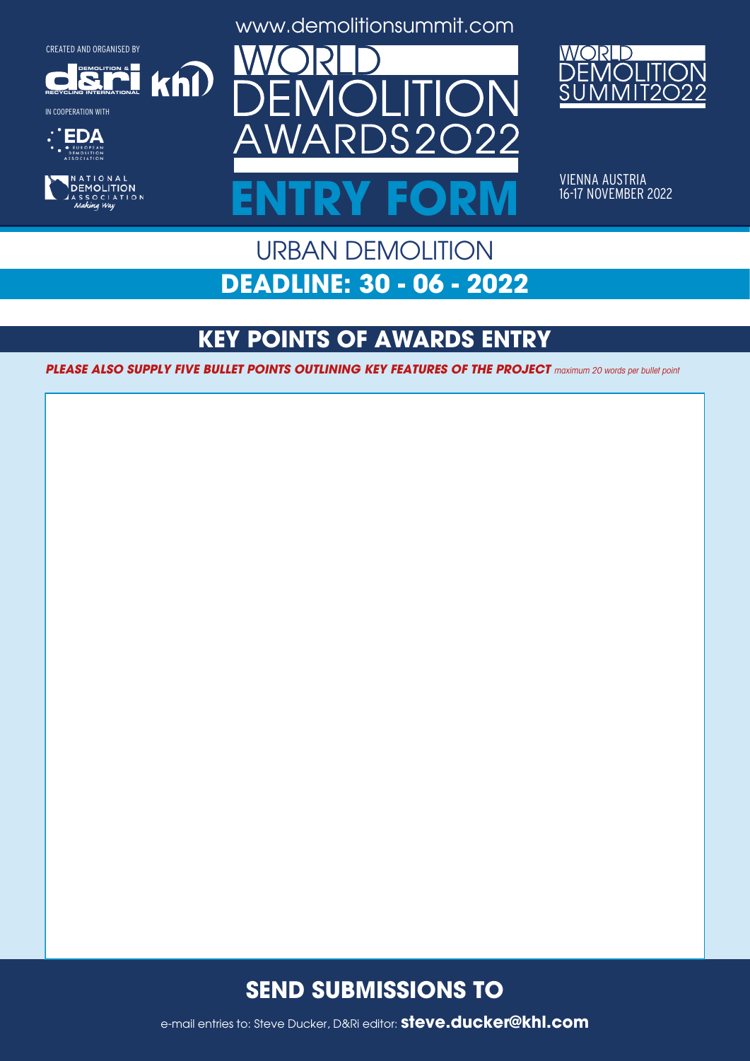CREATED AND ORGANISED BY

IN COOPERATION WITH

www.demolitionsummit.com

# WORLD DEMOLITION AWARDS2022

# ENTRY FORM

WORLD DEMOLITION SUMMIT2022

VIENNA AUSTRIA
16-17 NOVEMBER 2022

## URBAN DEMOLITION

## DEADLINE: 30 - 06 - 2022

## KEY POINTS OF AWARDS ENTRY

***PLEASE ALSO SUPPLY FIVE BULLET POINTS OUTLINING KEY FEATURES OF THE PROJECT*** *maximum 20 words per bullet point*

## SEND SUBMISSIONS TO

e-mail entries to: Steve Ducker, D&Ri editor: **steve.ducker@khl.com**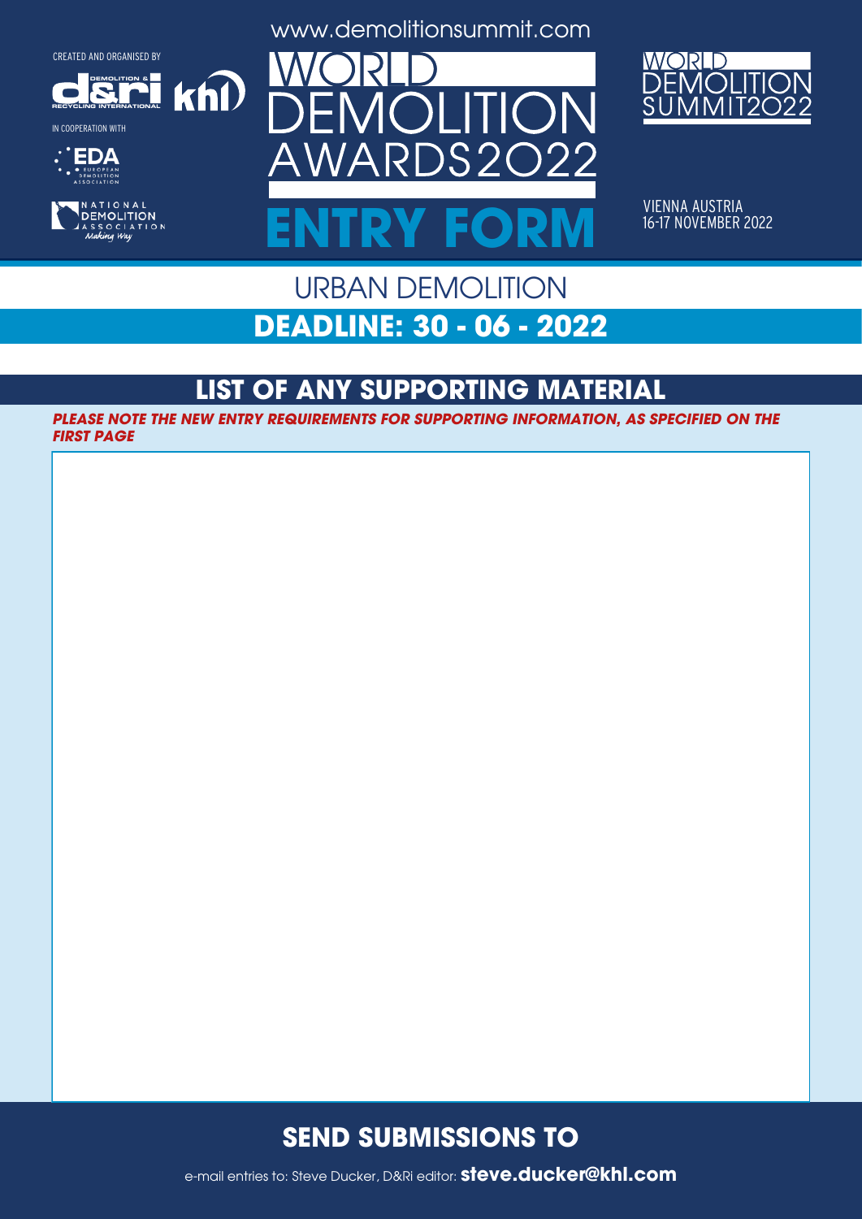CREATED AND ORGANISED BY

IN COOPERATION WITH

www.demolitionsummit.com

# WORLD DEMOLITION AWARDS2022

# ENTRY FORM

WORLD DEMOLITION SUMMIT2022

VIENNA AUSTRIA
16-17 NOVEMBER 2022

## URBAN DEMOLITION

## DEADLINE: 30 - 06 - 2022

## LIST OF ANY SUPPORTING MATERIAL

***PLEASE NOTE THE NEW ENTRY REQUIREMENTS FOR SUPPORTING INFORMATION, AS SPECIFIED ON THE FIRST PAGE***

## SEND SUBMISSIONS TO

e-mail entries to: Steve Ducker, D&Ri editor: **steve.ducker@khl.com**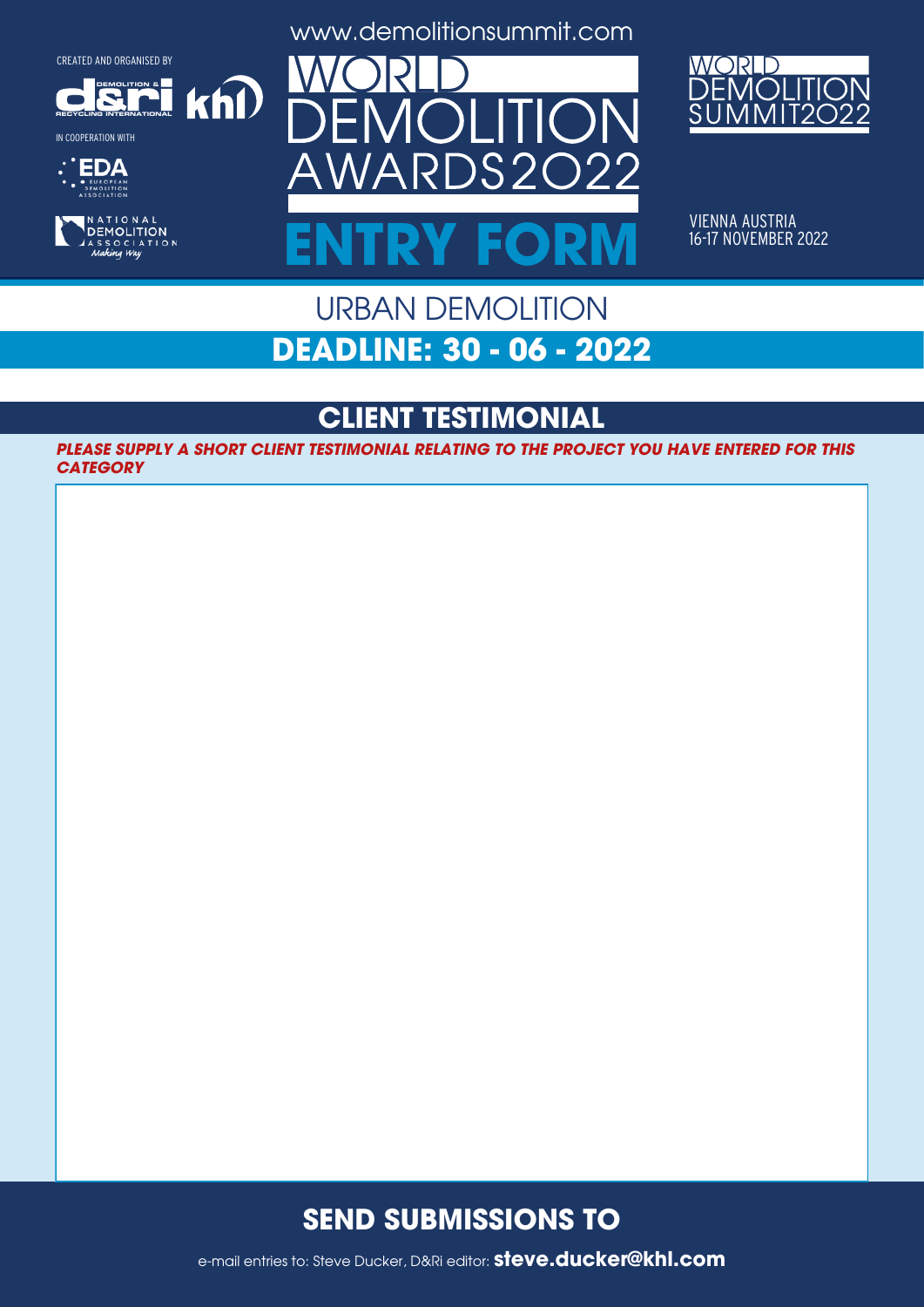CREATED AND ORGANISED BY

IN COOPERATION WITH

www.demolitionsummit.com

# WORLD DEMOLITION AWARDS2022

# ENTRY FORM

WORLD DEMOLITION SUMMIT2022

VIENNA AUSTRIA
16-17 NOVEMBER 2022

## URBAN DEMOLITION

## DEADLINE: 30 - 06 - 2022

## CLIENT TESTIMONIAL

***PLEASE SUPPLY A SHORT CLIENT TESTIMONIAL RELATING TO THE PROJECT YOU HAVE ENTERED FOR THIS CATEGORY***

## SEND SUBMISSIONS TO

e-mail entries to: Steve Ducker, D&Ri editor: **steve.ducker@khl.com**